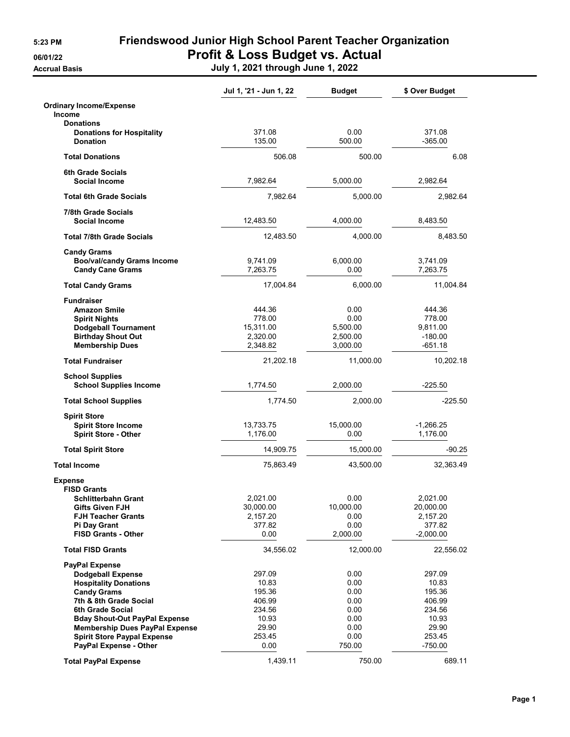# Friendswood Junior High School Parent Teacher Organization

## Profit & Loss Budget vs. Actual

**July 1, 2021 through June 1, 2022**

5:23 PM
06/01/22
Accrual Basis

| | Jul 1, '21 - Jun 1, 22 | Budget | $ Over Budget |
|---|---|---|---|
| **Ordinary Income/Expense** | | | |
| **Income** | | | |
| **Donations** | | | |
| **Donations for Hospitality** | 371.08 | 0.00 | 371.08 |
| **Donation** | 135.00 | 500.00 | -365.00 |
| **Total Donations** | 506.08 | 500.00 | 6.08 |
| **6th Grade Socials** | | | |
| **Social Income** | 7,982.64 | 5,000.00 | 2,982.64 |
| **Total 6th Grade Socials** | 7,982.64 | 5,000.00 | 2,982.64 |
| **7/8th Grade Socials** | | | |
| **Social Income** | 12,483.50 | 4,000.00 | 8,483.50 |
| **Total 7/8th Grade Socials** | 12,483.50 | 4,000.00 | 8,483.50 |
| **Candy Grams** | | | |
| **Boo/val/candy Grams Income** | 9,741.09 | 6,000.00 | 3,741.09 |
| **Candy Cane Grams** | 7,263.75 | 0.00 | 7,263.75 |
| **Total Candy Grams** | 17,004.84 | 6,000.00 | 11,004.84 |
| **Fundraiser** | | | |
| **Amazon Smile** | 444.36 | 0.00 | 444.36 |
| **Spirit Nights** | 778.00 | 0.00 | 778.00 |
| **Dodgeball Tournament** | 15,311.00 | 5,500.00 | 9,811.00 |
| **Birthday Shout Out** | 2,320.00 | 2,500.00 | -180.00 |
| **Membership Dues** | 2,348.82 | 3,000.00 | -651.18 |
| **Total Fundraiser** | 21,202.18 | 11,000.00 | 10,202.18 |
| **School Supplies** | | | |
| **School Supplies Income** | 1,774.50 | 2,000.00 | -225.50 |
| **Total School Supplies** | 1,774.50 | 2,000.00 | -225.50 |
| **Spirit Store** | | | |
| **Spirit Store Income** | 13,733.75 | 15,000.00 | -1,266.25 |
| **Spirit Store - Other** | 1,176.00 | 0.00 | 1,176.00 |
| **Total Spirit Store** | 14,909.75 | 15,000.00 | -90.25 |
| **Total Income** | 75,863.49 | 43,500.00 | 32,363.49 |
| **Expense** | | | |
| **FISD Grants** | | | |
| **Schlitterbahn Grant** | 2,021.00 | 0.00 | 2,021.00 |
| **Gifts Given FJH** | 30,000.00 | 10,000.00 | 20,000.00 |
| **FJH Teacher Grants** | 2,157.20 | 0.00 | 2,157.20 |
| **Pi Day Grant** | 377.82 | 0.00 | 377.82 |
| **FISD Grants - Other** | 0.00 | 2,000.00 | -2,000.00 |
| **Total FISD Grants** | 34,556.02 | 12,000.00 | 22,556.02 |
| **PayPal Expense** | | | |
| **Dodgeball Expense** | 297.09 | 0.00 | 297.09 |
| **Hospitality Donations** | 10.83 | 0.00 | 10.83 |
| **Candy Grams** | 195.36 | 0.00 | 195.36 |
| **7th & 8th Grade Social** | 406.99 | 0.00 | 406.99 |
| **6th Grade Social** | 234.56 | 0.00 | 234.56 |
| **Bday Shout-Out PayPal Expense** | 10.93 | 0.00 | 10.93 |
| **Membership Dues PayPal Expense** | 29.90 | 0.00 | 29.90 |
| **Spirit Store Paypal Expense** | 253.45 | 0.00 | 253.45 |
| **PayPal Expense - Other** | 0.00 | 750.00 | -750.00 |
| **Total PayPal Expense** | 1,439.11 | 750.00 | 689.11 |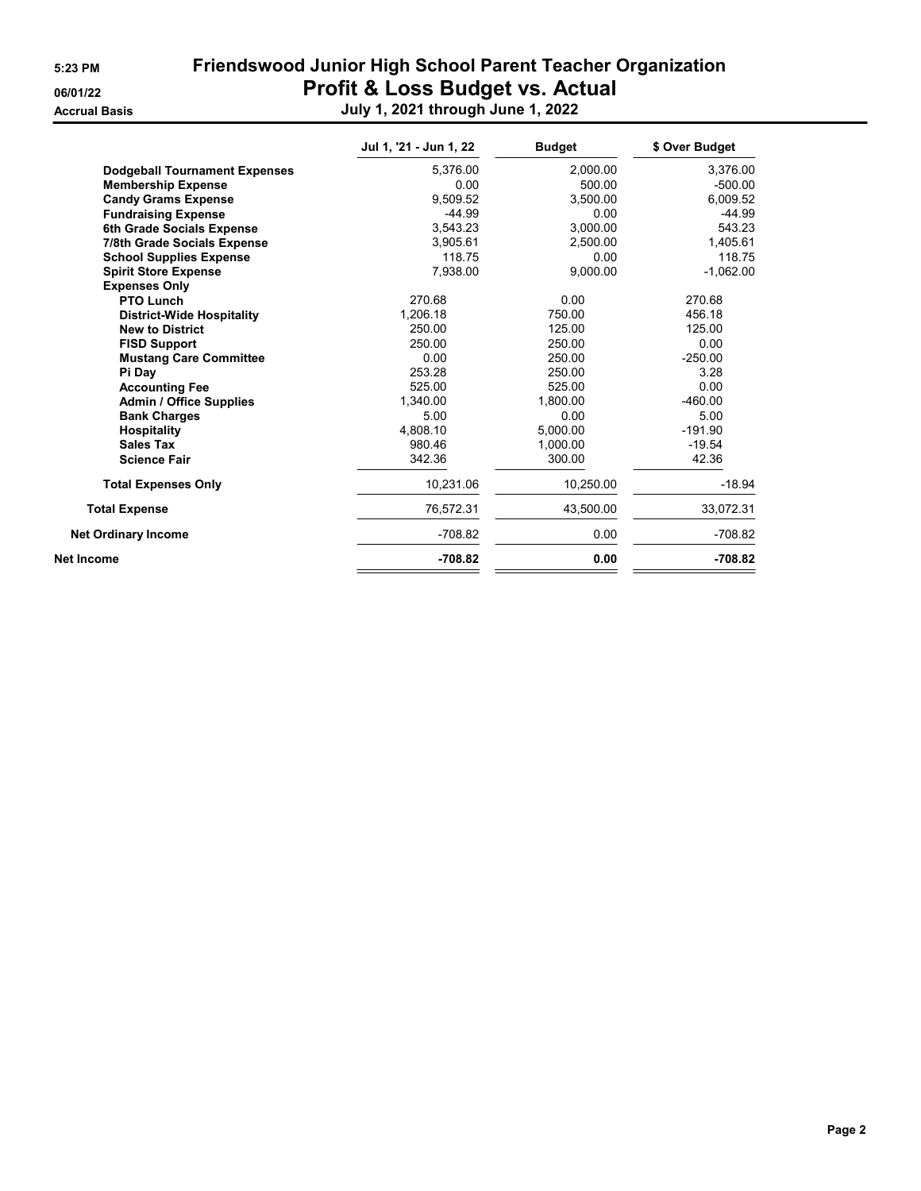# Friendswood Junior High School Parent Teacher Organization

## Profit & Loss Budget vs. Actual

### July 1, 2021 through June 1, 2022

5:23 PM
06/01/22
Accrual Basis

| | Jul 1, '21 - Jun 1, 22 | Budget | $ Over Budget |
|---|---|---|---|
| **Dodgeball Tournament Expenses** | 5,376.00 | 2,000.00 | 3,376.00 |
| **Membership Expense** | 0.00 | 500.00 | -500.00 |
| **Candy Grams Expense** | 9,509.52 | 3,500.00 | 6,009.52 |
| **Fundraising Expense** | -44.99 | 0.00 | -44.99 |
| **6th Grade Socials Expense** | 3,543.23 | 3,000.00 | 543.23 |
| **7/8th Grade Socials Expense** | 3,905.61 | 2,500.00 | 1,405.61 |
| **School Supplies Expense** | 118.75 | 0.00 | 118.75 |
| **Spirit Store Expense** | 7,938.00 | 9,000.00 | -1,062.00 |
| **Expenses Only** | | | |
| **PTO Lunch** | 270.68 | 0.00 | 270.68 |
| **District-Wide Hospitality** | 1,206.18 | 750.00 | 456.18 |
| **New to District** | 250.00 | 125.00 | 125.00 |
| **FISD Support** | 250.00 | 250.00 | 0.00 |
| **Mustang Care Committee** | 0.00 | 250.00 | -250.00 |
| **Pi Day** | 253.28 | 250.00 | 3.28 |
| **Accounting Fee** | 525.00 | 525.00 | 0.00 |
| **Admin / Office Supplies** | 1,340.00 | 1,800.00 | -460.00 |
| **Bank Charges** | 5.00 | 0.00 | 5.00 |
| **Hospitality** | 4,808.10 | 5,000.00 | -191.90 |
| **Sales Tax** | 980.46 | 1,000.00 | -19.54 |
| **Science Fair** | 342.36 | 300.00 | 42.36 |
| **Total Expenses Only** | 10,231.06 | 10,250.00 | -18.94 |
| **Total Expense** | 76,572.31 | 43,500.00 | 33,072.31 |
| **Net Ordinary Income** | -708.82 | 0.00 | -708.82 |
| **Net Income** | **-708.82** | **0.00** | **-708.82** |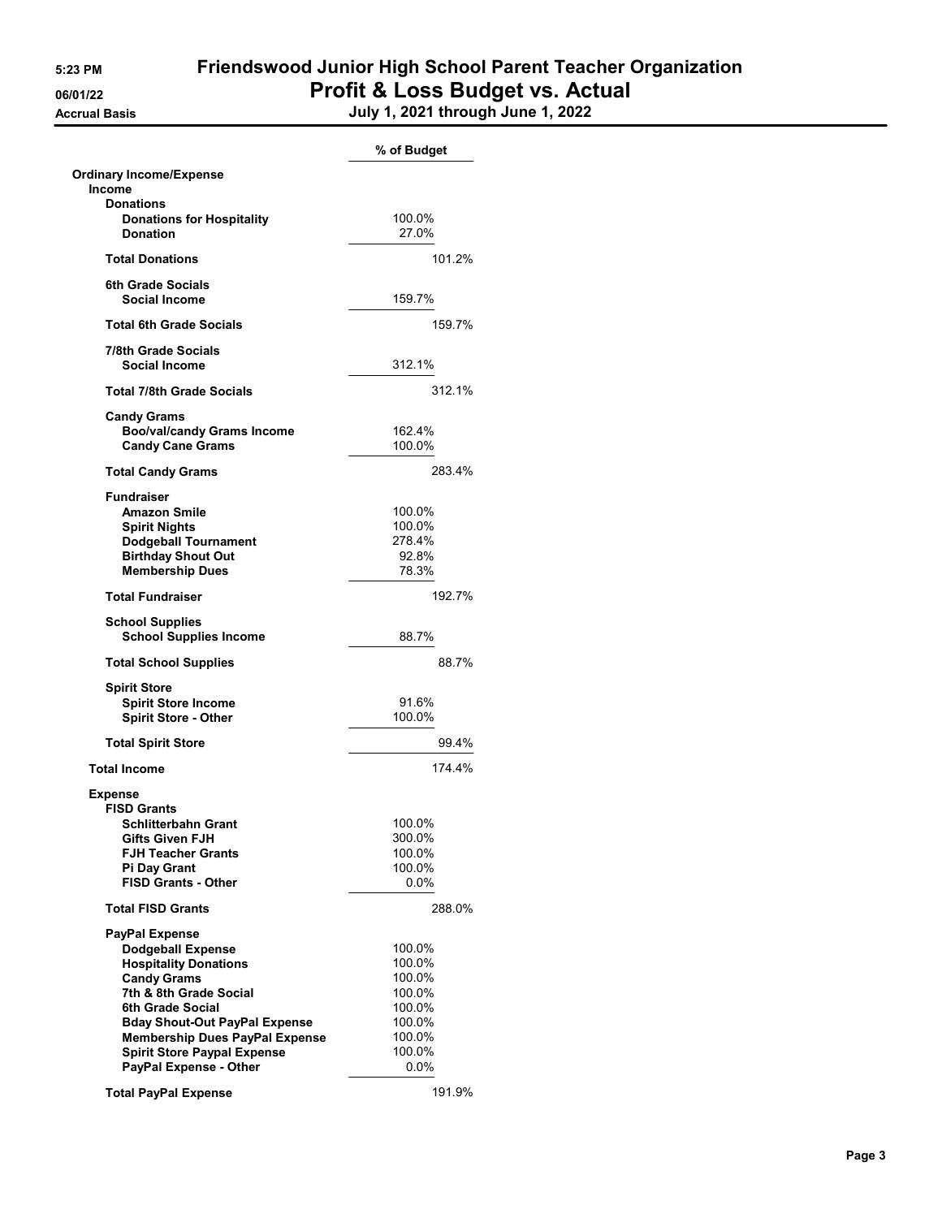**Friendswood Junior High School Parent Teacher Organization**

# Profit & Loss Budget vs. Actual

5:23 PM
06/01/22
Accrual Basis

**July 1, 2021 through June 1, 2022**

| | % of Budget |
|---|---|
| **Ordinary Income/Expense** | |
| **Income** | |
| **Donations** | |
| **Donations for Hospitality** | 100.0% |
| **Donation** | 27.0% |
| **Total Donations** | 101.2% |
| **6th Grade Socials** | |
| **Social Income** | 159.7% |
| **Total 6th Grade Socials** | 159.7% |
| **7/8th Grade Socials** | |
| **Social Income** | 312.1% |
| **Total 7/8th Grade Socials** | 312.1% |
| **Candy Grams** | |
| **Boo/val/candy Grams Income** | 162.4% |
| **Candy Cane Grams** | 100.0% |
| **Total Candy Grams** | 283.4% |
| **Fundraiser** | |
| **Amazon Smile** | 100.0% |
| **Spirit Nights** | 100.0% |
| **Dodgeball Tournament** | 278.4% |
| **Birthday Shout Out** | 92.8% |
| **Membership Dues** | 78.3% |
| **Total Fundraiser** | 192.7% |
| **School Supplies** | |
| **School Supplies Income** | 88.7% |
| **Total School Supplies** | 88.7% |
| **Spirit Store** | |
| **Spirit Store Income** | 91.6% |
| **Spirit Store - Other** | 100.0% |
| **Total Spirit Store** | 99.4% |
| **Total Income** | 174.4% |
| **Expense** | |
| **FISD Grants** | |
| **Schlitterbahn Grant** | 100.0% |
| **Gifts Given FJH** | 300.0% |
| **FJH Teacher Grants** | 100.0% |
| **Pi Day Grant** | 100.0% |
| **FISD Grants - Other** | 0.0% |
| **Total FISD Grants** | 288.0% |
| **PayPal Expense** | |
| **Dodgeball Expense** | 100.0% |
| **Hospitality Donations** | 100.0% |
| **Candy Grams** | 100.0% |
| **7th & 8th Grade Social** | 100.0% |
| **6th Grade Social** | 100.0% |
| **Bday Shout-Out PayPal Expense** | 100.0% |
| **Membership Dues PayPal Expense** | 100.0% |
| **Spirit Store Paypal Expense** | 100.0% |
| **PayPal Expense - Other** | 0.0% |
| **Total PayPal Expense** | 191.9% |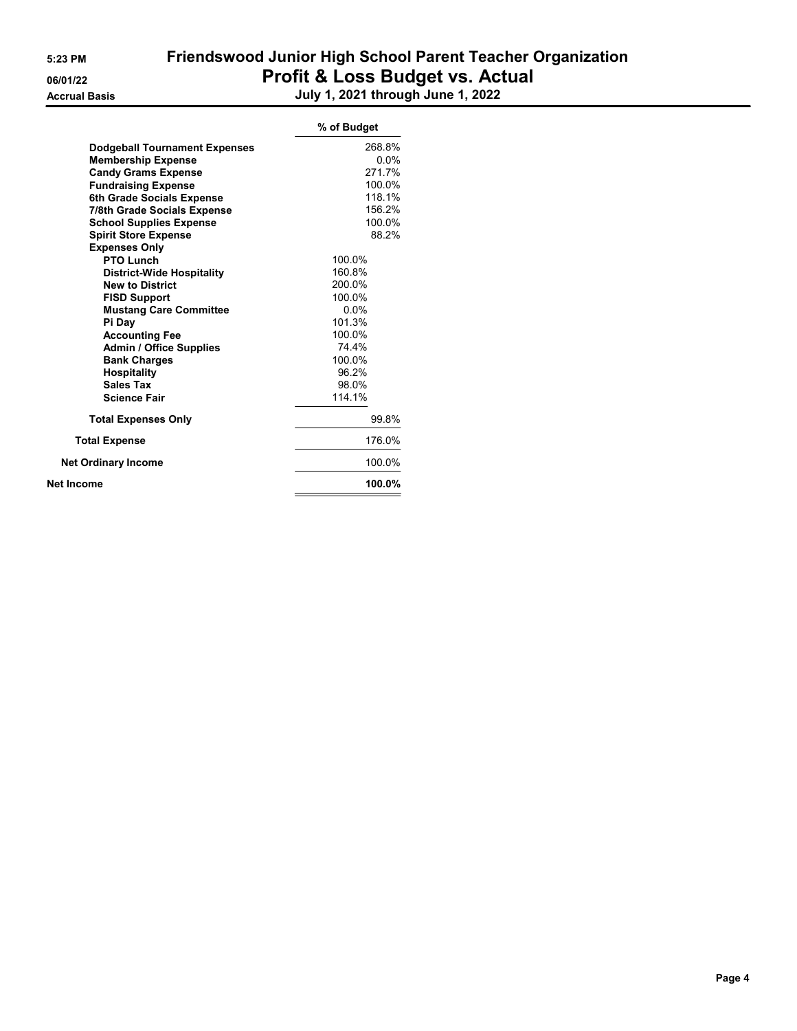# Friendswood Junior High School Parent Teacher Organization
## Profit & Loss Budget vs. Actual
### July 1, 2021 through June 1, 2022

| | % of Budget |
|---|---|
| **Dodgeball Tournament Expenses** | 268.8% |
| **Membership Expense** | 0.0% |
| **Candy Grams Expense** | 271.7% |
| **Fundraising Expense** | 100.0% |
| **6th Grade Socials Expense** | 118.1% |
| **7/8th Grade Socials Expense** | 156.2% |
| **School Supplies Expense** | 100.0% |
| **Spirit Store Expense** | 88.2% |
| **Expenses Only** | |
| **PTO Lunch** | 100.0% |
| **District-Wide Hospitality** | 160.8% |
| **New to District** | 200.0% |
| **FISD Support** | 100.0% |
| **Mustang Care Committee** | 0.0% |
| **Pi Day** | 101.3% |
| **Accounting Fee** | 100.0% |
| **Admin / Office Supplies** | 74.4% |
| **Bank Charges** | 100.0% |
| **Hospitality** | 96.2% |
| **Sales Tax** | 98.0% |
| **Science Fair** | 114.1% |
| **Total Expenses Only** | 99.8% |
| **Total Expense** | 176.0% |
| **Net Ordinary Income** | 100.0% |
| **Net Income** | **100.0%** |